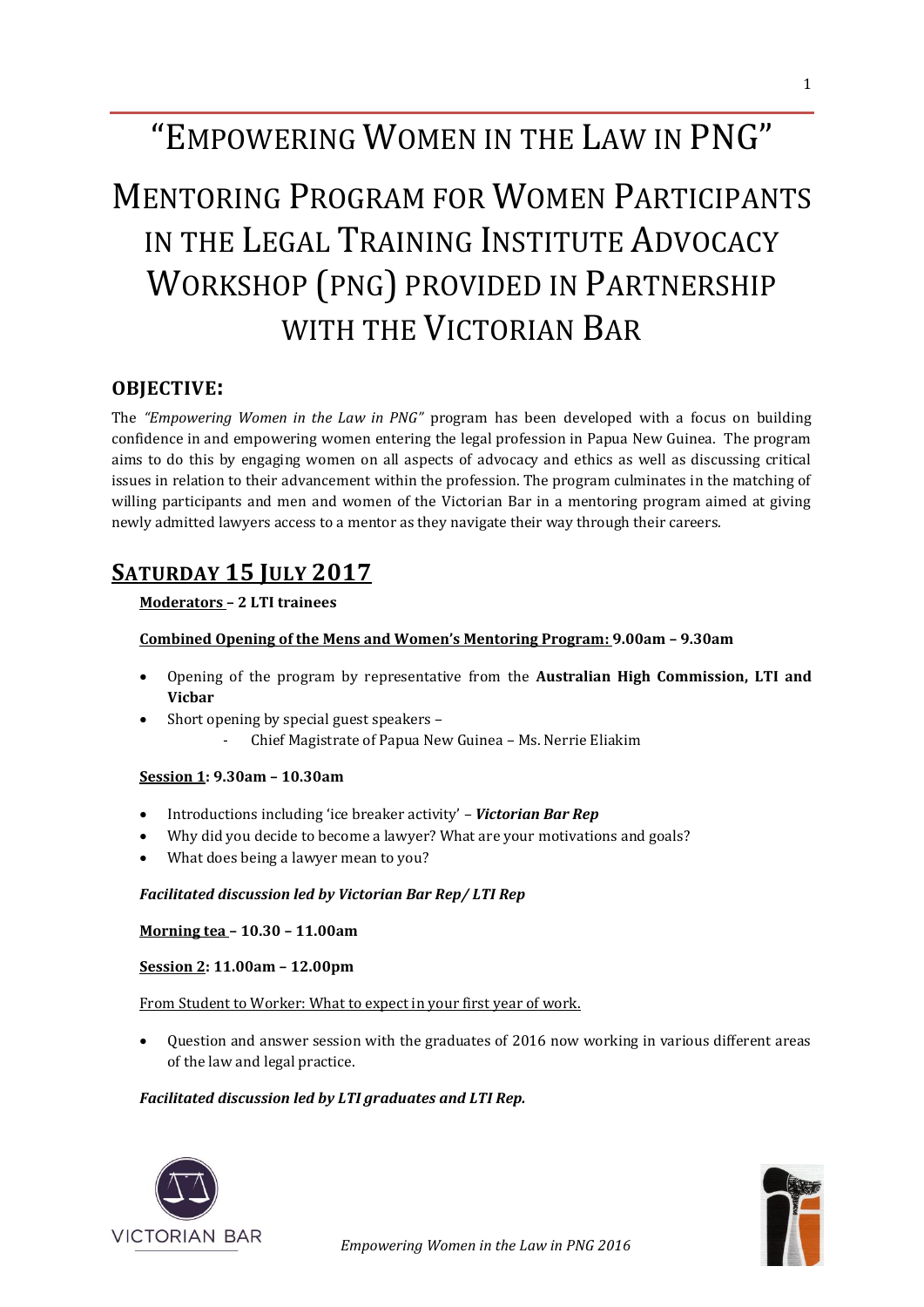# "Empowering Women in the Law in PNG"

# Mentoring Program for Women Participants in the Legal Training Institute Advocacy Workshop (PNG) provided in Partnership with the Victorian Bar

## OBJECTIVE:

The *"Empowering Women in the Law in PNG"* program has been developed with a focus on building confidence in and empowering women entering the legal profession in Papua New Guinea. The program aims to do this by engaging women on all aspects of advocacy and ethics as well as discussing critical issues in relation to their advancement within the profession. The program culminates in the matching of willing participants and men and women of the Victorian Bar in a mentoring program aimed at giving newly admitted lawyers access to a mentor as they navigate their way through their careers.

## SATURDAY 15 JULY 2017

**Moderators – 2 LTI trainees**

**Combined Opening of the Mens and Women's Mentoring Program: 9.00am – 9.30am**

- Opening of the program by representative from the **Australian High Commission, LTI and Vicbar**
- Short opening by special guest speakers –
  - Chief Magistrate of Papua New Guinea – Ms. Nerrie Eliakim

**Session 1: 9.30am – 10.30am**

- Introductions including 'ice breaker activity' – ***Victorian Bar Rep***
- Why did you decide to become a lawyer? What are your motivations and goals?
- What does being a lawyer mean to you?

***Facilitated discussion led by Victorian Bar Rep/ LTI Rep***

**Morning tea – 10.30 – 11.00am**

**Session 2: 11.00am – 12.00pm**

From Student to Worker: What to expect in your first year of work.

- Question and answer session with the graduates of 2016 now working in various different areas of the law and legal practice.

***Facilitated discussion led by LTI graduates and LTI Rep.***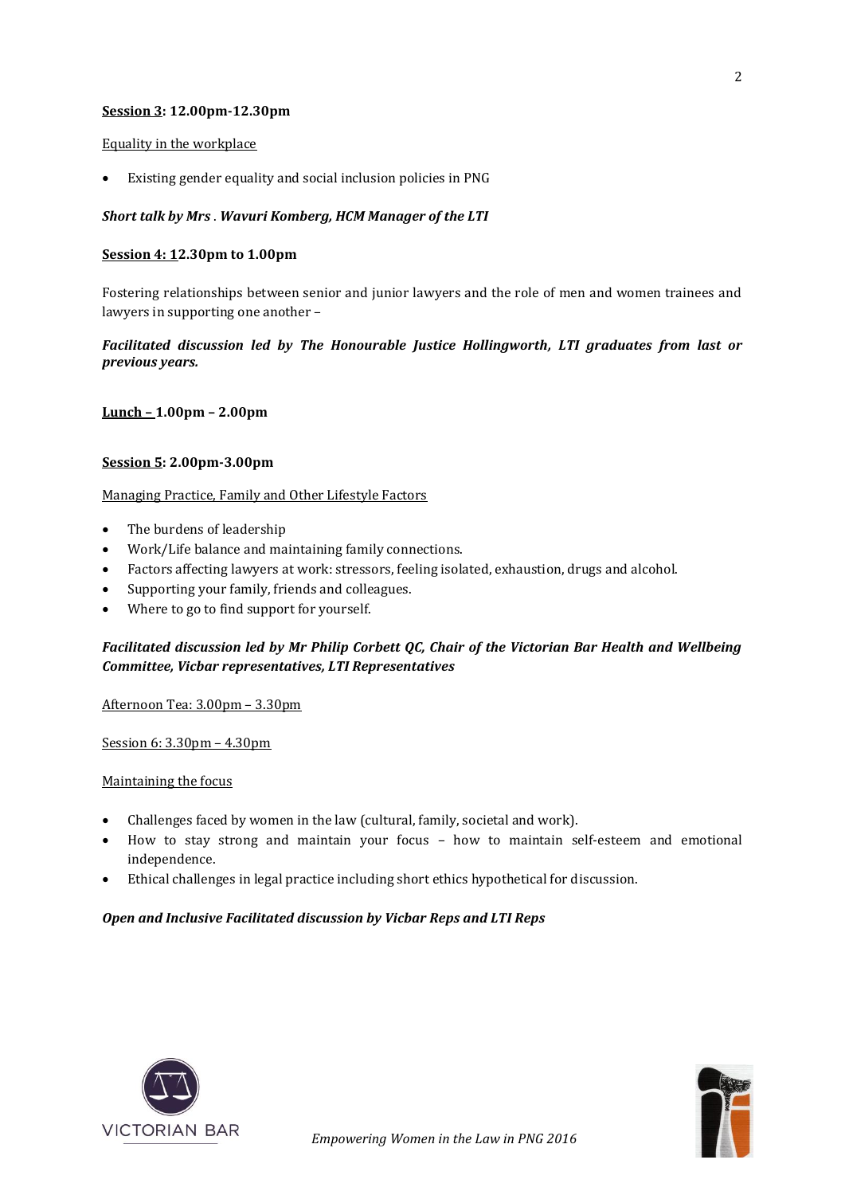**Session 3: 12.00pm-12.30pm**

Equality in the workplace

- Existing gender equality and social inclusion policies in PNG

***Short talk by Mrs . Wavuri Komberg, HCM Manager of the LTI***

**Session 4: 12.30pm to 1.00pm**

Fostering relationships between senior and junior lawyers and the role of men and women trainees and lawyers in supporting one another –

***Facilitated discussion led by The Honourable Justice Hollingworth, LTI graduates from last or previous years.***

**Lunch – 1.00pm – 2.00pm**

**Session 5: 2.00pm-3.00pm**

Managing Practice, Family and Other Lifestyle Factors

- The burdens of leadership
- Work/Life balance and maintaining family connections.
- Factors affecting lawyers at work: stressors, feeling isolated, exhaustion, drugs and alcohol.
- Supporting your family, friends and colleagues.
- Where to go to find support for yourself.

***Facilitated discussion led by Mr Philip Corbett QC, Chair of the Victorian Bar Health and Wellbeing Committee, Vicbar representatives, LTI Representatives***

Afternoon Tea: 3.00pm – 3.30pm

Session 6: 3.30pm – 4.30pm

Maintaining the focus

- Challenges faced by women in the law (cultural, family, societal and work).
- How to stay strong and maintain your focus – how to maintain self-esteem and emotional independence.
- Ethical challenges in legal practice including short ethics hypothetical for discussion.

***Open and Inclusive Facilitated discussion by Vicbar Reps and LTI Reps***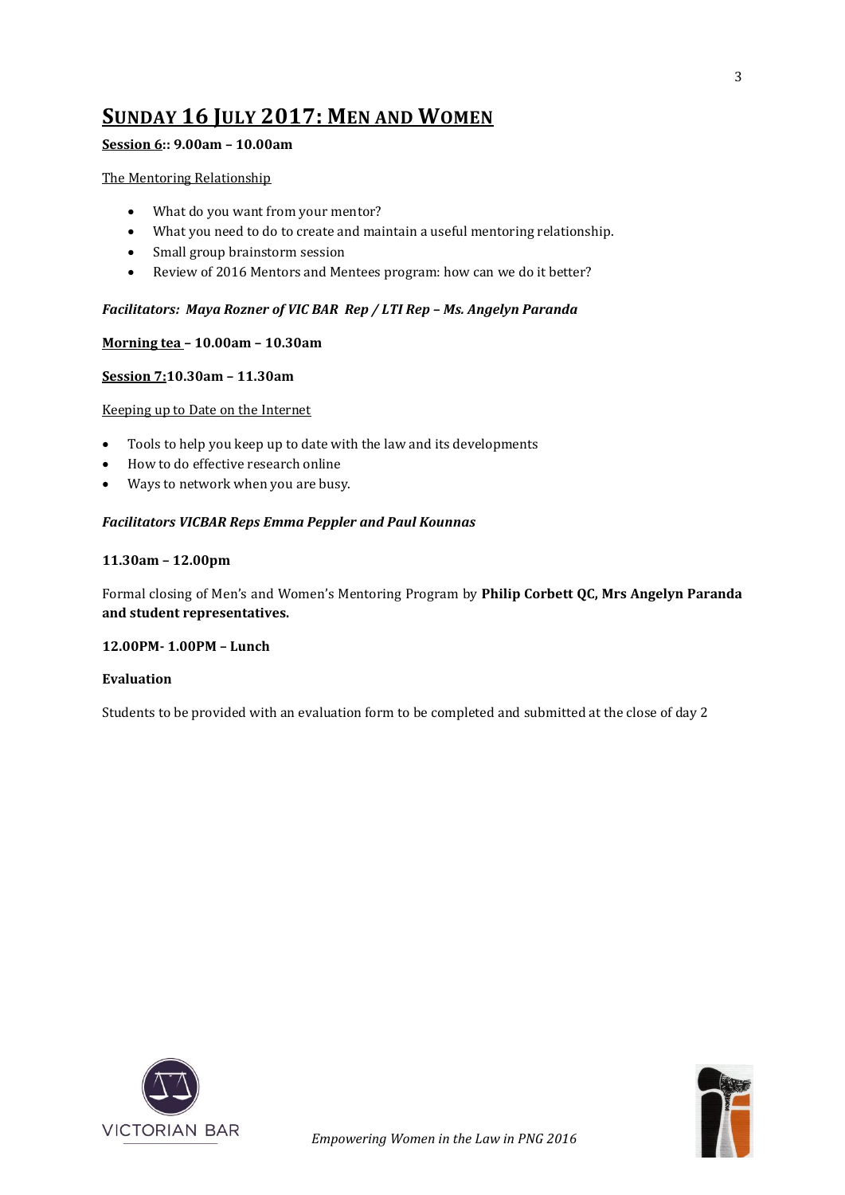## SUNDAY 16 JULY 2017: MEN AND WOMEN

**Session 6:: 9.00am – 10.00am**

The Mentoring Relationship

- What do you want from your mentor?
- What you need to do to create and maintain a useful mentoring relationship.
- Small group brainstorm session
- Review of 2016 Mentors and Mentees program: how can we do it better?

***Facilitators: Maya Rozner of VIC BAR Rep / LTI Rep – Ms. Angelyn Paranda***

**Morning tea – 10.00am – 10.30am**

**Session 7:10.30am – 11.30am**

Keeping up to Date on the Internet

- Tools to help you keep up to date with the law and its developments
- How to do effective research online
- Ways to network when you are busy.

***Facilitators VICBAR Reps Emma Peppler and Paul Kounnas***

**11.30am – 12.00pm**

Formal closing of Men's and Women's Mentoring Program by **Philip Corbett QC, Mrs Angelyn Paranda and student representatives.**

**12.00PM- 1.00PM – Lunch**

**Evaluation**

Students to be provided with an evaluation form to be completed and submitted at the close of day 2